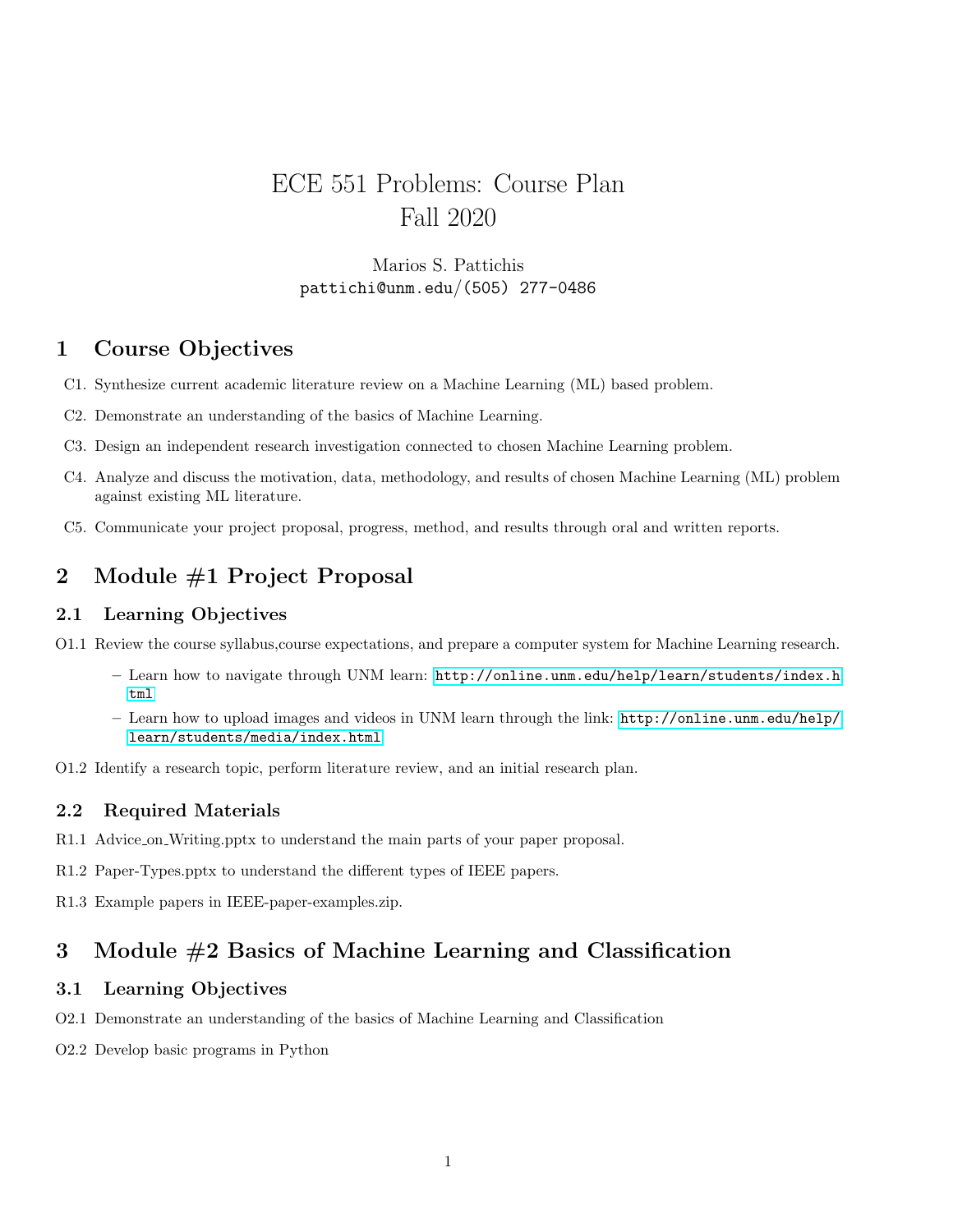# ECE 551 Problems: Course Plan
# Fall 2020

Marios S. Pattichis
pattichi@unm.edu/(505) 277-0486

## 1 Course Objectives

C1. Synthesize current academic literature review on a Machine Learning (ML) based problem.

C2. Demonstrate an understanding of the basics of Machine Learning.

C3. Design an independent research investigation connected to chosen Machine Learning problem.

C4. Analyze and discuss the motivation, data, methodology, and results of chosen Machine Learning (ML) problem against existing ML literature.

C5. Communicate your project proposal, progress, method, and results through oral and written reports.

## 2 Module #1 Project Proposal

### 2.1 Learning Objectives

O1.1 Review the course syllabus,course expectations, and prepare a computer system for Machine Learning research.

- Learn how to navigate through UNM learn: http://online.unm.edu/help/learn/students/index.html
- Learn how to upload images and videos in UNM learn through the link: http://online.unm.edu/help/learn/students/media/index.html

O1.2 Identify a research topic, perform literature review, and an initial research plan.

### 2.2 Required Materials

R1.1 Advice_on_Writing.pptx to understand the main parts of your paper proposal.

R1.2 Paper-Types.pptx to understand the different types of IEEE papers.

R1.3 Example papers in IEEE-paper-examples.zip.

## 3 Module #2 Basics of Machine Learning and Classification

### 3.1 Learning Objectives

O2.1 Demonstrate an understanding of the basics of Machine Learning and Classification

O2.2 Develop basic programs in Python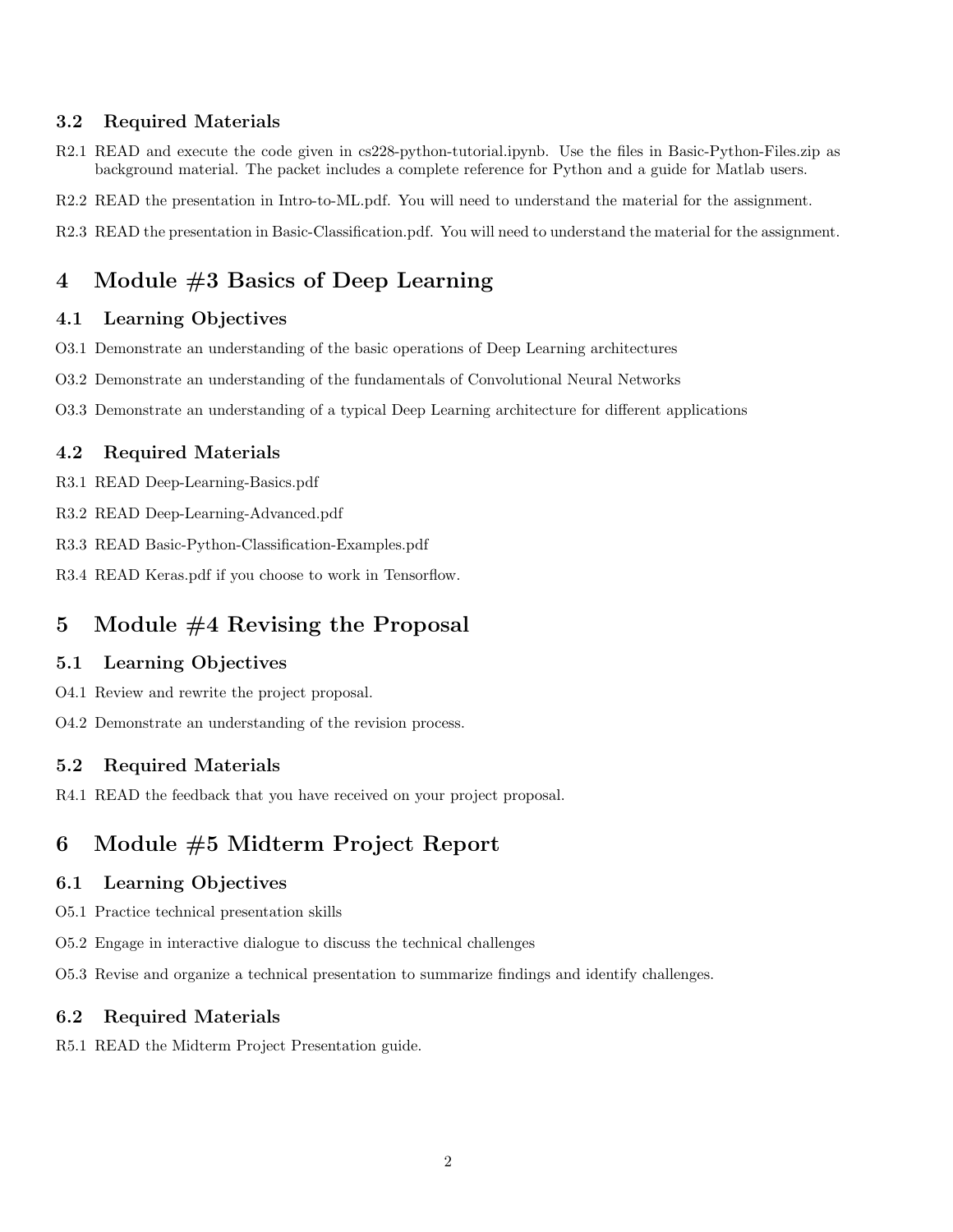### 3.2 Required Materials

R2.1 READ and execute the code given in cs228-python-tutorial.ipynb. Use the files in Basic-Python-Files.zip as background material. The packet includes a complete reference for Python and a guide for Matlab users.

R2.2 READ the presentation in Intro-to-ML.pdf. You will need to understand the material for the assignment.

R2.3 READ the presentation in Basic-Classification.pdf. You will need to understand the material for the assignment.

## 4 Module #3 Basics of Deep Learning

### 4.1 Learning Objectives

O3.1 Demonstrate an understanding of the basic operations of Deep Learning architectures

O3.2 Demonstrate an understanding of the fundamentals of Convolutional Neural Networks

O3.3 Demonstrate an understanding of a typical Deep Learning architecture for different applications

### 4.2 Required Materials

R3.1 READ Deep-Learning-Basics.pdf

R3.2 READ Deep-Learning-Advanced.pdf

R3.3 READ Basic-Python-Classification-Examples.pdf

R3.4 READ Keras.pdf if you choose to work in Tensorflow.

## 5 Module #4 Revising the Proposal

### 5.1 Learning Objectives

O4.1 Review and rewrite the project proposal.

O4.2 Demonstrate an understanding of the revision process.

### 5.2 Required Materials

R4.1 READ the feedback that you have received on your project proposal.

## 6 Module #5 Midterm Project Report

### 6.1 Learning Objectives

O5.1 Practice technical presentation skills

O5.2 Engage in interactive dialogue to discuss the technical challenges

O5.3 Revise and organize a technical presentation to summarize findings and identify challenges.

### 6.2 Required Materials

R5.1 READ the Midterm Project Presentation guide.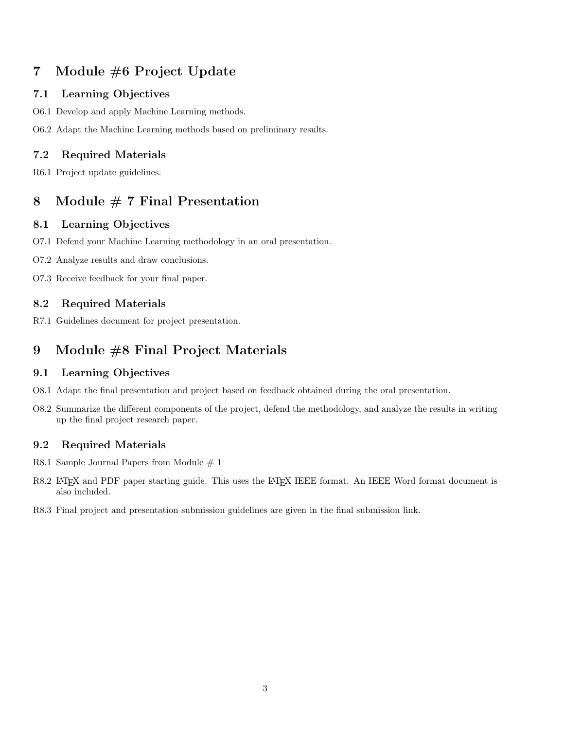## 7 Module #6 Project Update

### 7.1 Learning Objectives

O6.1 Develop and apply Machine Learning methods.

O6.2 Adapt the Machine Learning methods based on preliminary results.

### 7.2 Required Materials

R6.1 Project update guidelines.

## 8 Module # 7 Final Presentation

### 8.1 Learning Objectives

O7.1 Defend your Machine Learning methodology in an oral presentation.

O7.2 Analyze results and draw conclusions.

O7.3 Receive feedback for your final paper.

### 8.2 Required Materials

R7.1 Guidelines document for project presentation.

## 9 Module #8 Final Project Materials

### 9.1 Learning Objectives

O8.1 Adapt the final presentation and project based on feedback obtained during the oral presentation.

O8.2 Summarize the different components of the project, defend the methodology, and analyze the results in writing up the final project research paper.

### 9.2 Required Materials

R8.1 Sample Journal Papers from Module # 1

R8.2 LaTeX and PDF paper starting guide. This uses the LaTeX IEEE format. An IEEE Word format document is also included.

R8.3 Final project and presentation submission guidelines are given in the final submission link.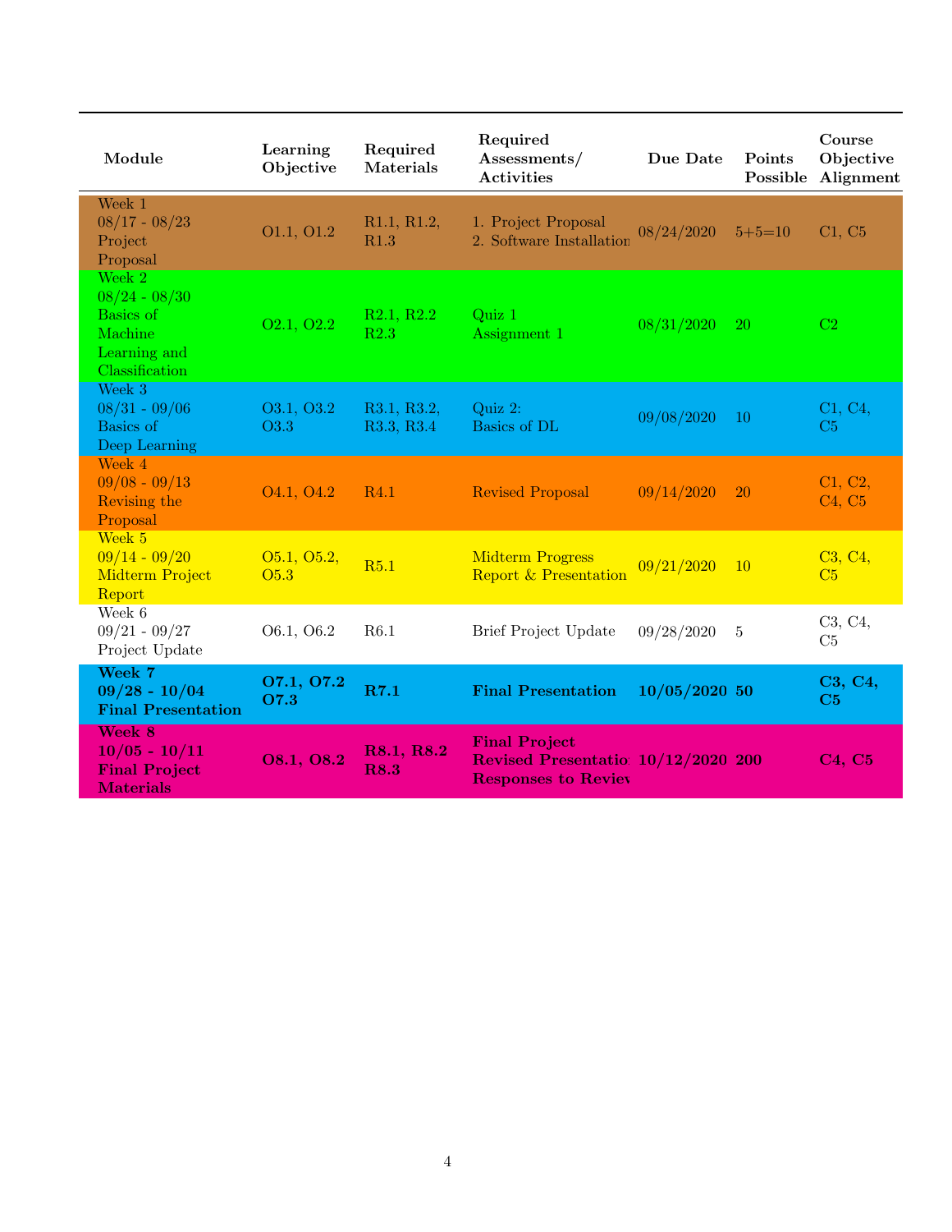| Module | Learning Objective | Required Materials | Required Assessments/ Activities | Due Date | Points Possible | Course Objective Alignment |
|---|---|---|---|---|---|---|
| Week 1 08/17 - 08/23 Project Proposal | O1.1, O1.2 | R1.1, R1.2, R1.3 | 1. Project Proposal 2. Software Installation | 08/24/2020 | 5+5=10 | C1, C5 |
| Week 2 08/24 - 08/30 Basics of Machine Learning and Classification | O2.1, O2.2 | R2.1, R2.2 R2.3 | Quiz 1 Assignment 1 | 08/31/2020 | 20 | C2 |
| Week 3 08/31 - 09/06 Basics of Deep Learning | O3.1, O3.2 O3.3 | R3.1, R3.2, R3.3, R3.4 | Quiz 2: Basics of DL | 09/08/2020 | 10 | C1, C4, C5 |
| Week 4 09/08 - 09/13 Revising the Proposal | O4.1, O4.2 | R4.1 | Revised Proposal | 09/14/2020 | 20 | C1, C2, C4, C5 |
| Week 5 09/14 - 09/20 Midterm Project Report | O5.1, O5.2, O5.3 | R5.1 | Midterm Progress Report & Presentation | 09/21/2020 | 10 | C3, C4, C5 |
| Week 6 09/21 - 09/27 Project Update | O6.1, O6.2 | R6.1 | Brief Project Update | 09/28/2020 | 5 | C3, C4, C5 |
| **Week 7 09/28 - 10/04 Final Presentation** | **O7.1, O7.2 O7.3** | **R7.1** | **Final Presentation** | **10/05/2020** | **50** | **C3, C4, C5** |
| **Week 8 10/05 - 10/11 Final Project Materials** | **O8.1, O8.2** | **R8.1, R8.2 R8.3** | **Final Project Revised Presentation Responses to Review** | **10/12/2020** | **200** | **C4, C5** |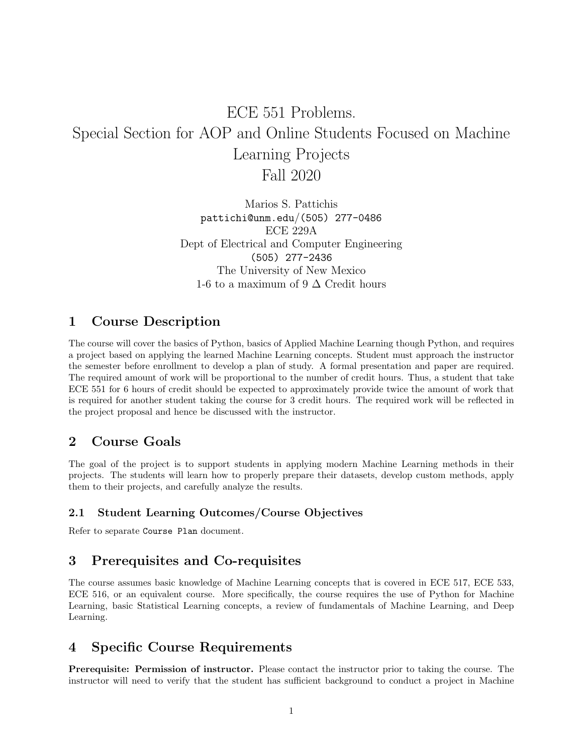# ECE 551 Problems. Special Section for AOP and Online Students Focused on Machine Learning Projects Fall 2020

Marios S. Pattichis
pattichi@unm.edu/(505) 277-0486
ECE 229A
Dept of Electrical and Computer Engineering
(505) 277-2436
The University of New Mexico
1-6 to a maximum of 9 $\Delta$ Credit hours

## 1 Course Description

The course will cover the basics of Python, basics of Applied Machine Learning though Python, and requires a project based on applying the learned Machine Learning concepts. Student must approach the instructor the semester before enrollment to develop a plan of study. A formal presentation and paper are required. The required amount of work will be proportional to the number of credit hours. Thus, a student that take ECE 551 for 6 hours of credit should be expected to approximately provide twice the amount of work that is required for another student taking the course for 3 credit hours. The required work will be reflected in the project proposal and hence be discussed with the instructor.

## 2 Course Goals

The goal of the project is to support students in applying modern Machine Learning methods in their projects. The students will learn how to properly prepare their datasets, develop custom methods, apply them to their projects, and carefully analyze the results.

### 2.1 Student Learning Outcomes/Course Objectives

Refer to separate `Course Plan` document.

## 3 Prerequisites and Co-requisites

The course assumes basic knowledge of Machine Learning concepts that is covered in ECE 517, ECE 533, ECE 516, or an equivalent course. More specifically, the course requires the use of Python for Machine Learning, basic Statistical Learning concepts, a review of fundamentals of Machine Learning, and Deep Learning.

## 4 Specific Course Requirements

**Prerequisite: Permission of instructor.** Please contact the instructor prior to taking the course. The instructor will need to verify that the student has sufficient background to conduct a project in Machine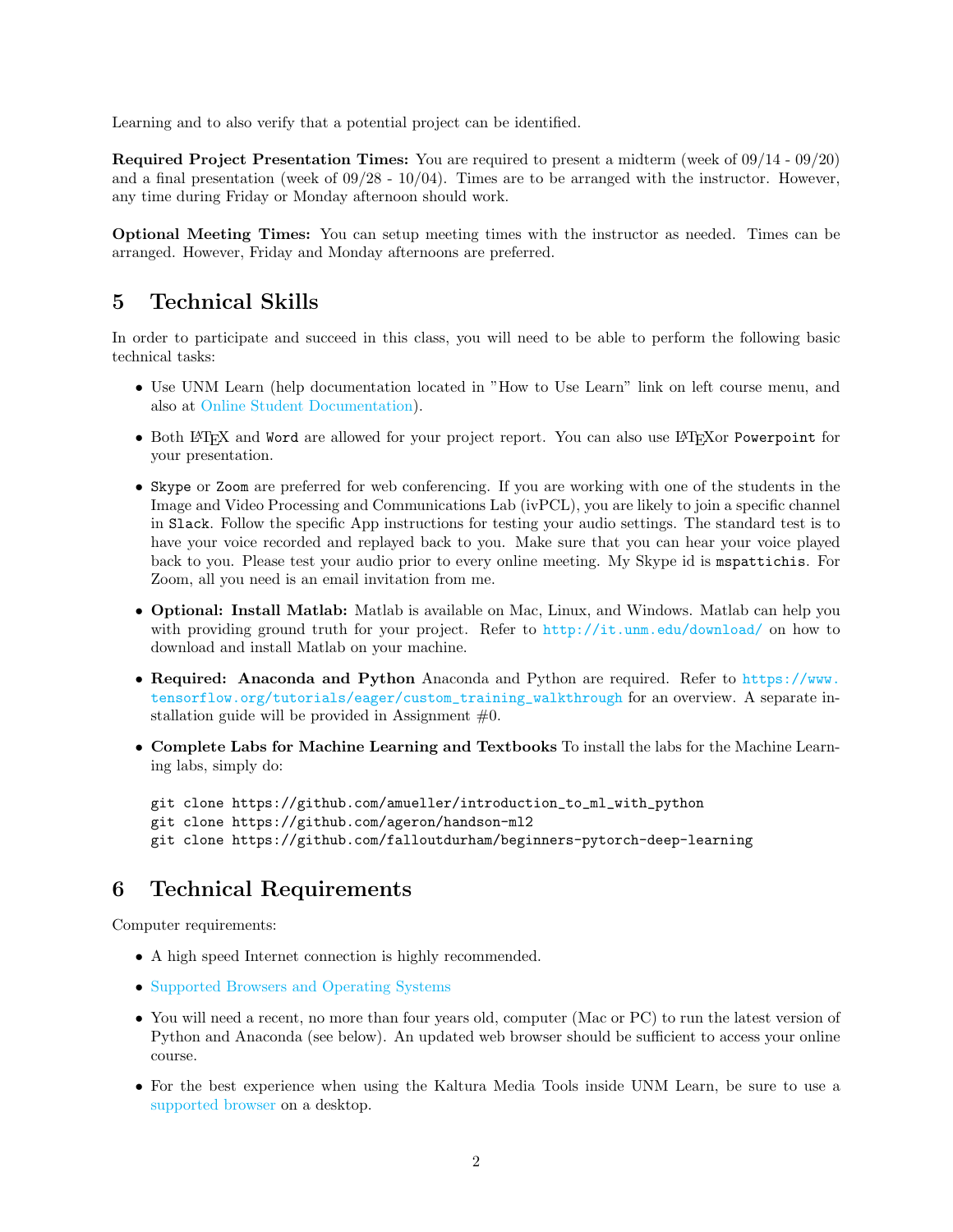Learning and to also verify that a potential project can be identified.

**Required Project Presentation Times:** You are required to present a midterm (week of 09/14 - 09/20) and a final presentation (week of 09/28 - 10/04). Times are to be arranged with the instructor. However, any time during Friday or Monday afternoon should work.

**Optional Meeting Times:** You can setup meeting times with the instructor as needed. Times can be arranged. However, Friday and Monday afternoons are preferred.

## 5 Technical Skills

In order to participate and succeed in this class, you will need to be able to perform the following basic technical tasks:

- Use UNM Learn (help documentation located in "How to Use Learn" link on left course menu, and also at Online Student Documentation).
- Both LaTeX and `Word` are allowed for your project report. You can also use LaTeXor `Powerpoint` for your presentation.
- `Skype` or `Zoom` are preferred for web conferencing. If you are working with one of the students in the Image and Video Processing and Communications Lab (ivPCL), you are likely to join a specific channel in `Slack`. Follow the specific App instructions for testing your audio settings. The standard test is to have your voice recorded and replayed back to you. Make sure that you can hear your voice played back to you. Please test your audio prior to every online meeting. My Skype id is `mspattichis`. For Zoom, all you need is an email invitation from me.
- **Optional: Install Matlab:** Matlab is available on Mac, Linux, and Windows. Matlab can help you with providing ground truth for your project. Refer to http://it.unm.edu/download/ on how to download and install Matlab on your machine.
- **Required: Anaconda and Python** Anaconda and Python are required. Refer to https://www.tensorflow.org/tutorials/eager/custom_training_walkthrough for an overview. A separate installation guide will be provided in Assignment #0.
- **Complete Labs for Machine Learning and Textbooks** To install the labs for the Machine Learning labs, simply do:

```
git clone https://github.com/amueller/introduction_to_ml_with_python
git clone https://github.com/ageron/handson-ml2
git clone https://github.com/falloutdurham/beginners-pytorch-deep-learning
```

## 6 Technical Requirements

Computer requirements:

- A high speed Internet connection is highly recommended.
- Supported Browsers and Operating Systems
- You will need a recent, no more than four years old, computer (Mac or PC) to run the latest version of Python and Anaconda (see below). An updated web browser should be sufficient to access your online course.
- For the best experience when using the Kaltura Media Tools inside UNM Learn, be sure to use a supported browser on a desktop.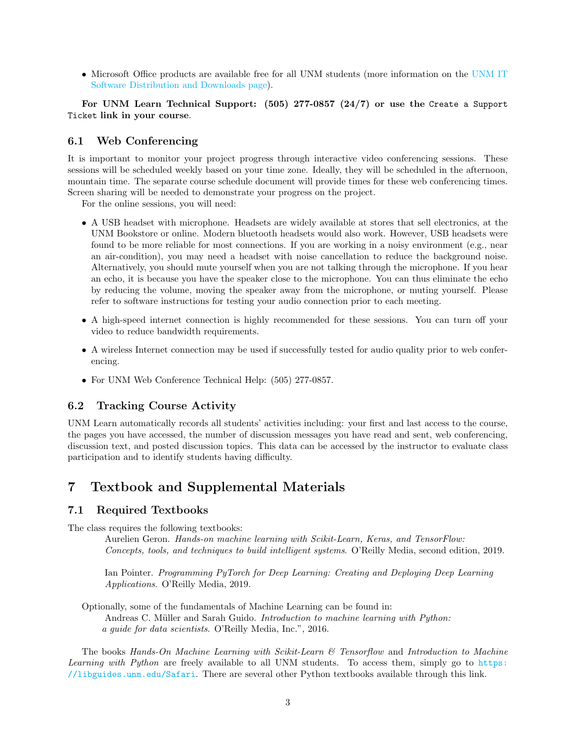- Microsoft Office products are available free for all UNM students (more information on the UNM IT Software Distribution and Downloads page).

**For UNM Learn Technical Support: (505) 277-0857 (24/7) or use the `Create a Support Ticket` link in your course.**

### 6.1 Web Conferencing

It is important to monitor your project progress through interactive video conferencing sessions. These sessions will be scheduled weekly based on your time zone. Ideally, they will be scheduled in the afternoon, mountain time. The separate course schedule document will provide times for these web conferencing times. Screen sharing will be needed to demonstrate your progress on the project.

For the online sessions, you will need:

- A USB headset with microphone. Headsets are widely available at stores that sell electronics, at the UNM Bookstore or online. Modern bluetooth headsets would also work. However, USB headsets were found to be more reliable for most connections. If you are working in a noisy environment (e.g., near an air-condition), you may need a headset with noise cancellation to reduce the background noise. Alternatively, you should mute yourself when you are not talking through the microphone. If you hear an echo, it is because you have the speaker close to the microphone. You can thus eliminate the echo by reducing the volume, moving the speaker away from the microphone, or muting yourself. Please refer to software instructions for testing your audio connection prior to each meeting.
- A high-speed internet connection is highly recommended for these sessions. You can turn off your video to reduce bandwidth requirements.
- A wireless Internet connection may be used if successfully tested for audio quality prior to web conferencing.
- For UNM Web Conference Technical Help: (505) 277-0857.

### 6.2 Tracking Course Activity

UNM Learn automatically records all students' activities including: your first and last access to the course, the pages you have accessed, the number of discussion messages you have read and sent, web conferencing, discussion text, and posted discussion topics. This data can be accessed by the instructor to evaluate class participation and to identify students having difficulty.

## 7 Textbook and Supplemental Materials

### 7.1 Required Textbooks

The class requires the following textbooks:

Aurelien Geron. *Hands-on machine learning with Scikit-Learn, Keras, and TensorFlow: Concepts, tools, and techniques to build intelligent systems*. O'Reilly Media, second edition, 2019.

Ian Pointer. *Programming PyTorch for Deep Learning: Creating and Deploying Deep Learning Applications*. O'Reilly Media, 2019.

Optionally, some of the fundamentals of Machine Learning can be found in:

Andreas C. Müller and Sarah Guido. *Introduction to machine learning with Python: a guide for data scientists*. O'Reilly Media, Inc.", 2016.

The books *Hands-On Machine Learning with Scikit-Learn & Tensorflow* and *Introduction to Machine Learning with Python* are freely available to all UNM students. To access them, simply go to `https://libguides.unm.edu/Safari`. There are several other Python textbooks available through this link.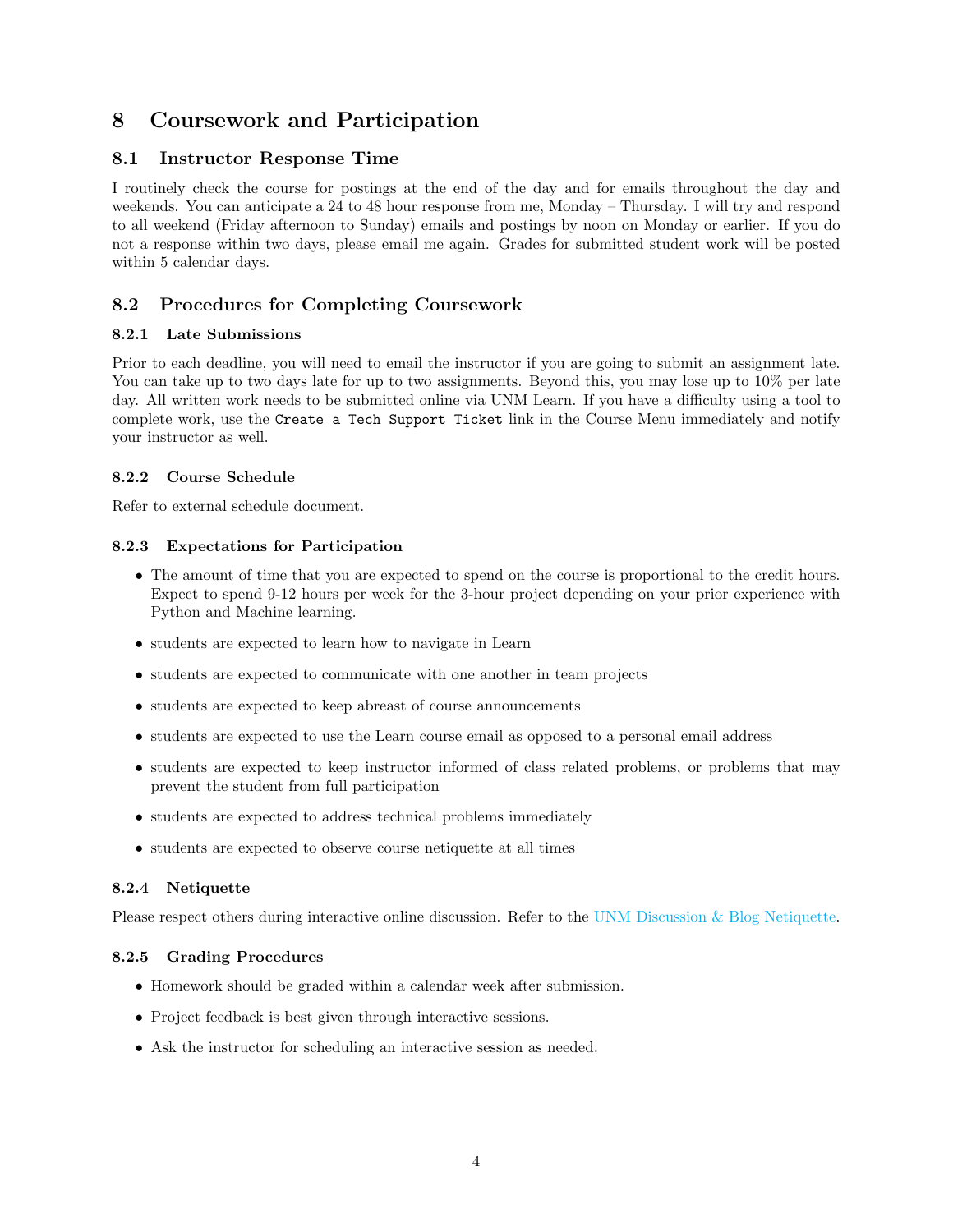# 8 Coursework and Participation

## 8.1 Instructor Response Time

I routinely check the course for postings at the end of the day and for emails throughout the day and weekends. You can anticipate a 24 to 48 hour response from me, Monday – Thursday. I will try and respond to all weekend (Friday afternoon to Sunday) emails and postings by noon on Monday or earlier. If you do not a response within two days, please email me again. Grades for submitted student work will be posted within 5 calendar days.

## 8.2 Procedures for Completing Coursework

### 8.2.1 Late Submissions

Prior to each deadline, you will need to email the instructor if you are going to submit an assignment late. You can take up to two days late for up to two assignments. Beyond this, you may lose up to 10% per late day. All written work needs to be submitted online via UNM Learn. If you have a difficulty using a tool to complete work, use the `Create a Tech Support Ticket` link in the Course Menu immediately and notify your instructor as well.

### 8.2.2 Course Schedule

Refer to external schedule document.

### 8.2.3 Expectations for Participation

- The amount of time that you are expected to spend on the course is proportional to the credit hours. Expect to spend 9-12 hours per week for the 3-hour project depending on your prior experience with Python and Machine learning.
- students are expected to learn how to navigate in Learn
- students are expected to communicate with one another in team projects
- students are expected to keep abreast of course announcements
- students are expected to use the Learn course email as opposed to a personal email address
- students are expected to keep instructor informed of class related problems, or problems that may prevent the student from full participation
- students are expected to address technical problems immediately
- students are expected to observe course netiquette at all times

### 8.2.4 Netiquette

Please respect others during interactive online discussion. Refer to the UNM Discussion & Blog Netiquette.

### 8.2.5 Grading Procedures

- Homework should be graded within a calendar week after submission.
- Project feedback is best given through interactive sessions.
- Ask the instructor for scheduling an interactive session as needed.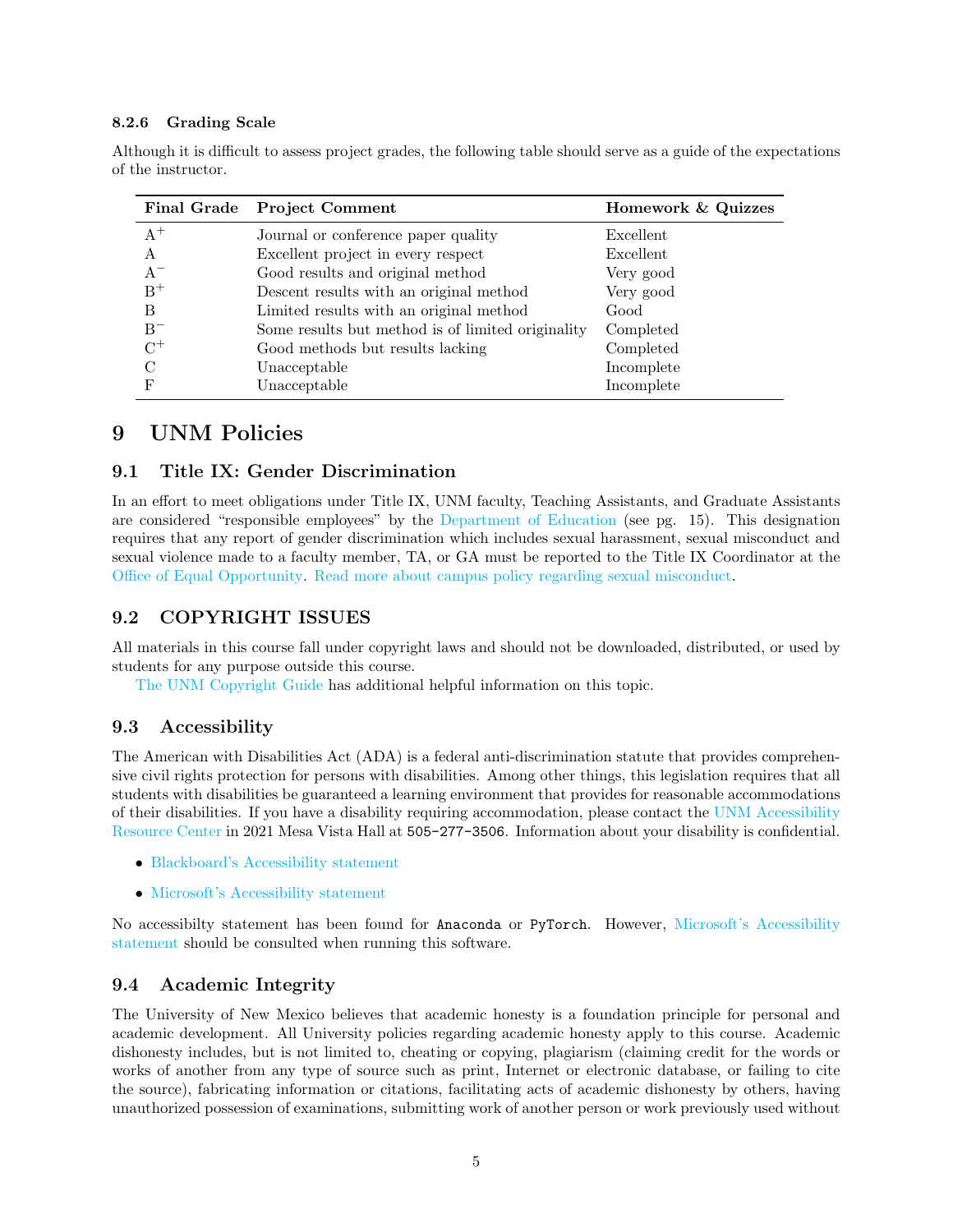#### 8.2.6 Grading Scale

Although it is difficult to assess project grades, the following table should serve as a guide of the expectations of the instructor.

| Final Grade | Project Comment | Homework & Quizzes |
|---|---|---|
| A$^{+}$ | Journal or conference paper quality | Excellent |
| A | Excellent project in every respect | Excellent |
| A$^{-}$ | Good results and original method | Very good |
| B$^{+}$ | Descent results with an original method | Very good |
| B | Limited results with an original method | Good |
| B$^{-}$ | Some results but method is of limited originality | Completed |
| C$^{+}$ | Good methods but results lacking | Completed |
| C | Unacceptable | Incomplete |
| F | Unacceptable | Incomplete |

# 9 UNM Policies

## 9.1 Title IX: Gender Discrimination

In an effort to meet obligations under Title IX, UNM faculty, Teaching Assistants, and Graduate Assistants are considered "responsible employees" by the Department of Education (see pg. 15). This designation requires that any report of gender discrimination which includes sexual harassment, sexual misconduct and sexual violence made to a faculty member, TA, or GA must be reported to the Title IX Coordinator at the Office of Equal Opportunity. Read more about campus policy regarding sexual misconduct.

## 9.2 COPYRIGHT ISSUES

All materials in this course fall under copyright laws and should not be downloaded, distributed, or used by students for any purpose outside this course.

The UNM Copyright Guide has additional helpful information on this topic.

## 9.3 Accessibility

The American with Disabilities Act (ADA) is a federal anti-discrimination statute that provides comprehensive civil rights protection for persons with disabilities. Among other things, this legislation requires that all students with disabilities be guaranteed a learning environment that provides for reasonable accommodations of their disabilities. If you have a disability requiring accommodation, please contact the UNM Accessibility Resource Center in 2021 Mesa Vista Hall at `505-277-3506`. Information about your disability is confidential.

- Blackboard's Accessibility statement
- Microsoft's Accessibility statement

No accessibilty statement has been found for `Anaconda` or `PyTorch`. However, Microsoft's Accessibility statement should be consulted when running this software.

## 9.4 Academic Integrity

The University of New Mexico believes that academic honesty is a foundation principle for personal and academic development. All University policies regarding academic honesty apply to this course. Academic dishonesty includes, but is not limited to, cheating or copying, plagiarism (claiming credit for the words or works of another from any type of source such as print, Internet or electronic database, or failing to cite the source), fabricating information or citations, facilitating acts of academic dishonesty by others, having unauthorized possession of examinations, submitting work of another person or work previously used without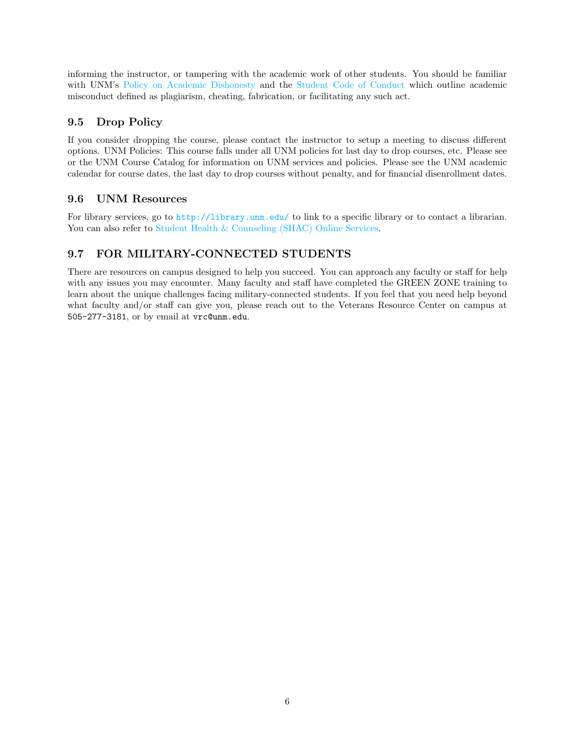informing the instructor, or tampering with the academic work of other students. You should be familiar with UNM's Policy on Academic Dishonesty and the Student Code of Conduct which outline academic misconduct defined as plagiarism, cheating, fabrication, or facilitating any such act.

### 9.5 Drop Policy

If you consider dropping the course, please contact the instructor to setup a meeting to discuss different options. UNM Policies: This course falls under all UNM policies for last day to drop courses, etc. Please see or the UNM Course Catalog for information on UNM services and policies. Please see the UNM academic calendar for course dates, the last day to drop courses without penalty, and for financial disenrollment dates.

### 9.6 UNM Resources

For library services, go to `http://library.unm.edu/` to link to a specific library or to contact a librarian. You can also refer to Student Health & Counseling (SHAC) Online Services.

### 9.7 FOR MILITARY-CONNECTED STUDENTS

There are resources on campus designed to help you succeed. You can approach any faculty or staff for help with any issues you may encounter. Many faculty and staff have completed the GREEN ZONE training to learn about the unique challenges facing military-connected students. If you feel that you need help beyond what faculty and/or staff can give you, please reach out to the Veterans Resource Center on campus at `505-277-3181`, or by email at `vrc@unm.edu`.